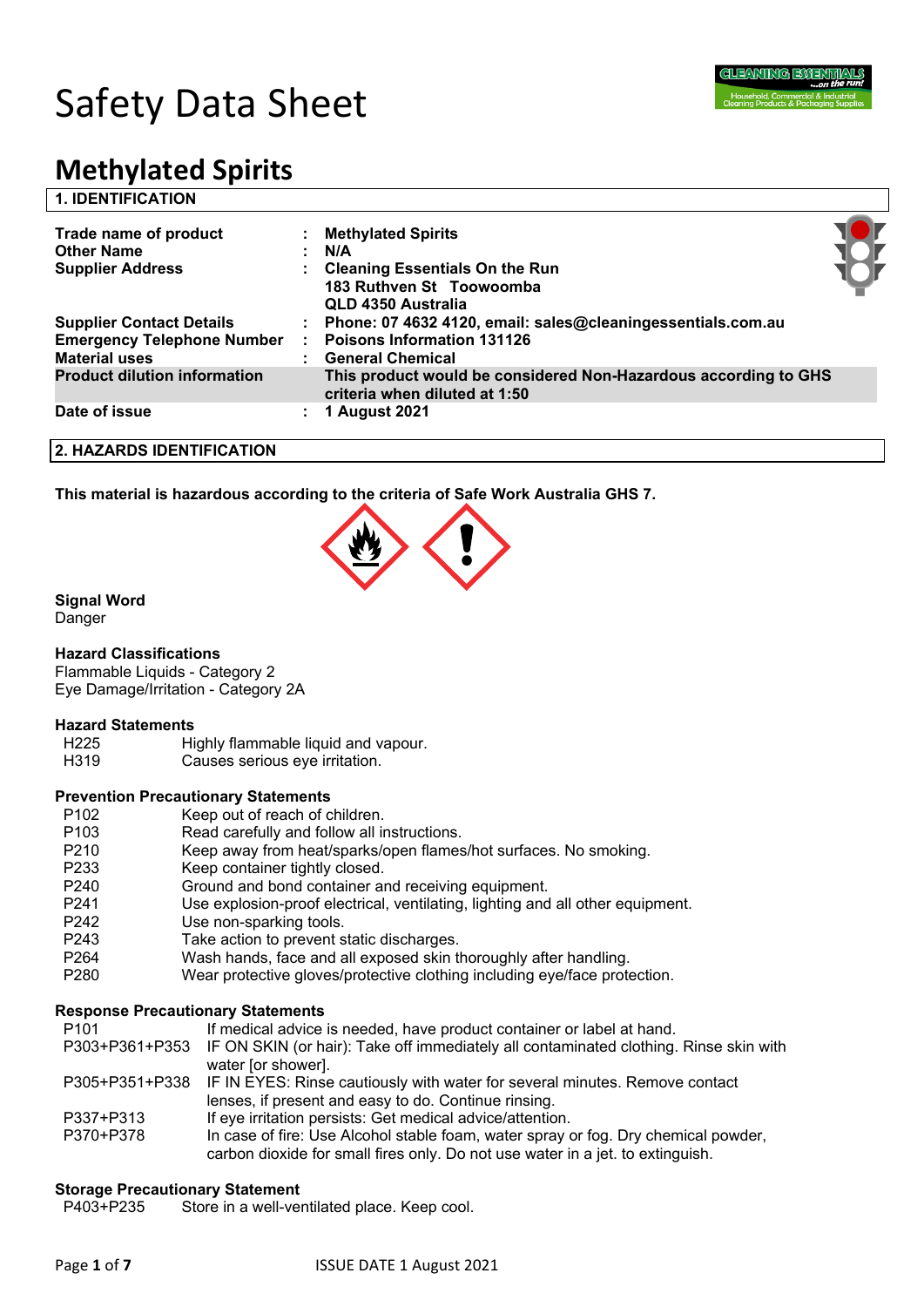# Safety Data Sheet

# Methylated Spirits

## 1. IDENTIFICATION

| | | |
|---|---|---|
| **Trade name of product** | : | **Methylated Spirits** |
| **Other Name** | : | **N/A** |
| **Supplier Address** | : | **Cleaning Essentials On the Run**<br>**183 Ruthven St Toowoomba**<br>**QLD 4350 Australia** |
| **Supplier Contact Details** | : | **Phone: 07 4632 4120, email: sales@cleaningessentials.com.au** |
| **Emergency Telephone Number** | : | **Poisons Information 131126** |
| **Material uses** | : | **General Chemical** |
| **Product dilution information** | | **This product would be considered Non-Hazardous according to GHS criteria when diluted at 1:50** |
| **Date of issue** | : | **1 August 2021** |

## 2. HAZARDS IDENTIFICATION

**This material is hazardous according to the criteria of Safe Work Australia GHS 7.**

**Signal Word**
Danger

**Hazard Classifications**
Flammable Liquids - Category 2
Eye Damage/Irritation - Category 2A

**Hazard Statements**

| | |
|---|---|
| H225 | Highly flammable liquid and vapour. |
| H319 | Causes serious eye irritation. |

**Prevention Precautionary Statements**

| | |
|---|---|
| P102 | Keep out of reach of children. |
| P103 | Read carefully and follow all instructions. |
| P210 | Keep away from heat/sparks/open flames/hot surfaces. No smoking. |
| P233 | Keep container tightly closed. |
| P240 | Ground and bond container and receiving equipment. |
| P241 | Use explosion-proof electrical, ventilating, lighting and all other equipment. |
| P242 | Use non-sparking tools. |
| P243 | Take action to prevent static discharges. |
| P264 | Wash hands, face and all exposed skin thoroughly after handling. |
| P280 | Wear protective gloves/protective clothing including eye/face protection. |

**Response Precautionary Statements**

| | |
|---|---|
| P101 | If medical advice is needed, have product container or label at hand. |
| P303+P361+P353 | IF ON SKIN (or hair): Take off immediately all contaminated clothing. Rinse skin with water [or shower]. |
| P305+P351+P338 | IF IN EYES: Rinse cautiously with water for several minutes. Remove contact lenses, if present and easy to do. Continue rinsing. |
| P337+P313 | If eye irritation persists: Get medical advice/attention. |
| P370+P378 | In case of fire: Use Alcohol stable foam, water spray or fog. Dry chemical powder, carbon dioxide for small fires only. Do not use water in a jet. to extinguish. |

**Storage Precautionary Statement**

| | |
|---|---|
| P403+P235 | Store in a well-ventilated place. Keep cool. |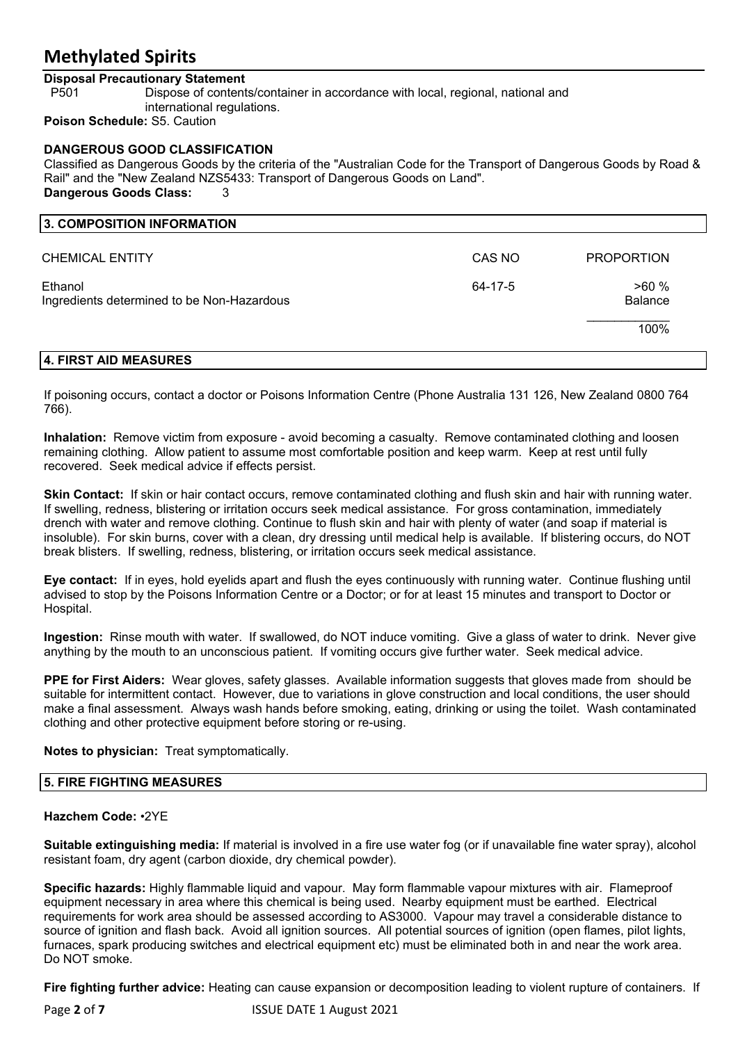# Methylated Spirits

**Disposal Precautionary Statement**

P501 Dispose of contents/container in accordance with local, regional, national and international regulations.

**Poison Schedule:** S5. Caution

**DANGEROUS GOOD CLASSIFICATION**

Classified as Dangerous Goods by the criteria of the "Australian Code for the Transport of Dangerous Goods by Road & Rail" and the "New Zealand NZS5433: Transport of Dangerous Goods on Land".

**Dangerous Goods Class:** 3

## 3. COMPOSITION INFORMATION

| CHEMICAL ENTITY | CAS NO | PROPORTION |
|---|---|---|
| Ethanol | 64-17-5 | >60 % |
| Ingredients determined to be Non-Hazardous | | Balance |
| | | 100% |

## 4. FIRST AID MEASURES

If poisoning occurs, contact a doctor or Poisons Information Centre (Phone Australia 131 126, New Zealand 0800 764 766).

**Inhalation:** Remove victim from exposure - avoid becoming a casualty. Remove contaminated clothing and loosen remaining clothing. Allow patient to assume most comfortable position and keep warm. Keep at rest until fully recovered. Seek medical advice if effects persist.

**Skin Contact:** If skin or hair contact occurs, remove contaminated clothing and flush skin and hair with running water. If swelling, redness, blistering or irritation occurs seek medical assistance. For gross contamination, immediately drench with water and remove clothing. Continue to flush skin and hair with plenty of water (and soap if material is insoluble). For skin burns, cover with a clean, dry dressing until medical help is available. If blistering occurs, do NOT break blisters. If swelling, redness, blistering, or irritation occurs seek medical assistance.

**Eye contact:** If in eyes, hold eyelids apart and flush the eyes continuously with running water. Continue flushing until advised to stop by the Poisons Information Centre or a Doctor; or for at least 15 minutes and transport to Doctor or Hospital.

**Ingestion:** Rinse mouth with water. If swallowed, do NOT induce vomiting. Give a glass of water to drink. Never give anything by the mouth to an unconscious patient. If vomiting occurs give further water. Seek medical advice.

**PPE for First Aiders:** Wear gloves, safety glasses. Available information suggests that gloves made from should be suitable for intermittent contact. However, due to variations in glove construction and local conditions, the user should make a final assessment. Always wash hands before smoking, eating, drinking or using the toilet. Wash contaminated clothing and other protective equipment before storing or re-using.

**Notes to physician:** Treat symptomatically.

## 5. FIRE FIGHTING MEASURES

**Hazchem Code:** •2YE

**Suitable extinguishing media:** If material is involved in a fire use water fog (or if unavailable fine water spray), alcohol resistant foam, dry agent (carbon dioxide, dry chemical powder).

**Specific hazards:** Highly flammable liquid and vapour. May form flammable vapour mixtures with air. Flameproof equipment necessary in area where this chemical is being used. Nearby equipment must be earthed. Electrical requirements for work area should be assessed according to AS3000. Vapour may travel a considerable distance to source of ignition and flash back. Avoid all ignition sources. All potential sources of ignition (open flames, pilot lights, furnaces, spark producing switches and electrical equipment etc) must be eliminated both in and near the work area. Do NOT smoke.

**Fire fighting further advice:** Heating can cause expansion or decomposition leading to violent rupture of containers. If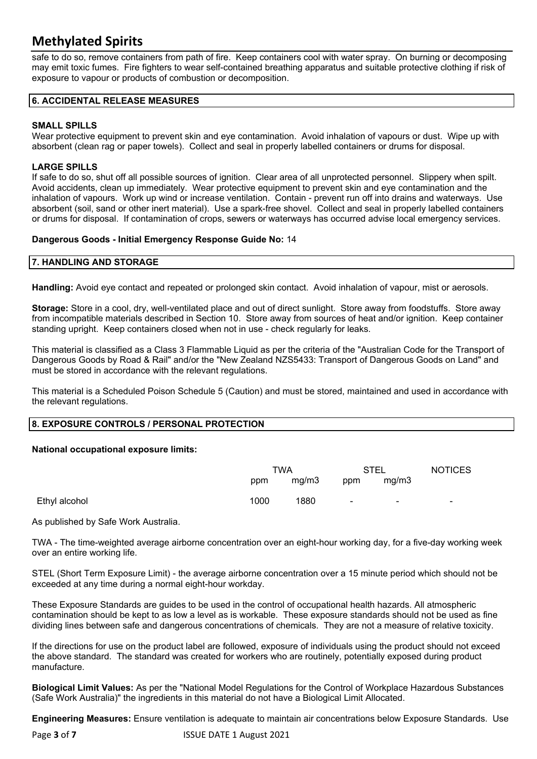safe to do so, remove containers from path of fire. Keep containers cool with water spray. On burning or decomposing may emit toxic fumes. Fire fighters to wear self-contained breathing apparatus and suitable protective clothing if risk of exposure to vapour or products of combustion or decomposition.

## 6. ACCIDENTAL RELEASE MEASURES

**SMALL SPILLS**

Wear protective equipment to prevent skin and eye contamination. Avoid inhalation of vapours or dust. Wipe up with absorbent (clean rag or paper towels). Collect and seal in properly labelled containers or drums for disposal.

**LARGE SPILLS**

If safe to do so, shut off all possible sources of ignition. Clear area of all unprotected personnel. Slippery when spilt. Avoid accidents, clean up immediately. Wear protective equipment to prevent skin and eye contamination and the inhalation of vapours. Work up wind or increase ventilation. Contain - prevent run off into drains and waterways. Use absorbent (soil, sand or other inert material). Use a spark-free shovel. Collect and seal in properly labelled containers or drums for disposal. If contamination of crops, sewers or waterways has occurred advise local emergency services.

**Dangerous Goods - Initial Emergency Response Guide No:** 14

## 7. HANDLING AND STORAGE

**Handling:** Avoid eye contact and repeated or prolonged skin contact. Avoid inhalation of vapour, mist or aerosols.

**Storage:** Store in a cool, dry, well-ventilated place and out of direct sunlight. Store away from foodstuffs. Store away from incompatible materials described in Section 10. Store away from sources of heat and/or ignition. Keep container standing upright. Keep containers closed when not in use - check regularly for leaks.

This material is classified as a Class 3 Flammable Liquid as per the criteria of the "Australian Code for the Transport of Dangerous Goods by Road & Rail" and/or the "New Zealand NZS5433: Transport of Dangerous Goods on Land" and must be stored in accordance with the relevant regulations.

This material is a Scheduled Poison Schedule 5 (Caution) and must be stored, maintained and used in accordance with the relevant regulations.

## 8. EXPOSURE CONTROLS / PERSONAL PROTECTION

**National occupational exposure limits:**

| | TWA | | STEL | | NOTICES |
|---|---|---|---|---|---|
| | ppm | mg/m3 | ppm | mg/m3 | |
| Ethyl alcohol | 1000 | 1880 | - | - | - |

As published by Safe Work Australia.

TWA - The time-weighted average airborne concentration over an eight-hour working day, for a five-day working week over an entire working life.

STEL (Short Term Exposure Limit) - the average airborne concentration over a 15 minute period which should not be exceeded at any time during a normal eight-hour workday.

These Exposure Standards are guides to be used in the control of occupational health hazards. All atmospheric contamination should be kept to as low a level as is workable. These exposure standards should not be used as fine dividing lines between safe and dangerous concentrations of chemicals. They are not a measure of relative toxicity.

If the directions for use on the product label are followed, exposure of individuals using the product should not exceed the above standard. The standard was created for workers who are routinely, potentially exposed during product manufacture.

**Biological Limit Values:** As per the "National Model Regulations for the Control of Workplace Hazardous Substances (Safe Work Australia)" the ingredients in this material do not have a Biological Limit Allocated.

**Engineering Measures:** Ensure ventilation is adequate to maintain air concentrations below Exposure Standards. Use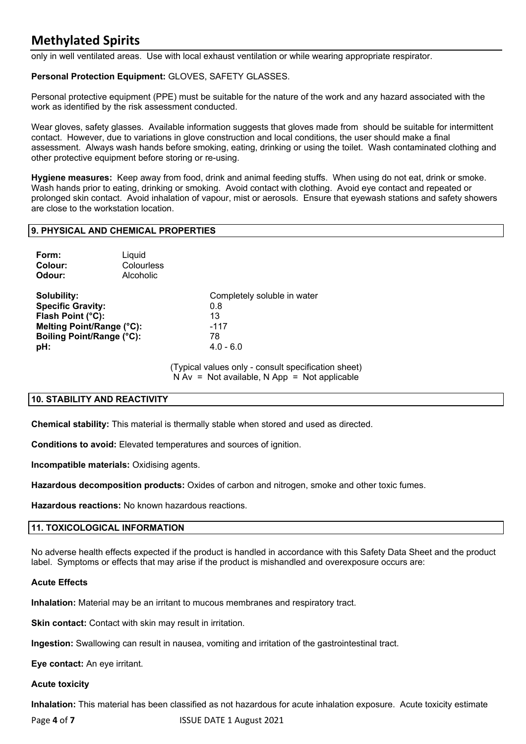only in well ventilated areas. Use with local exhaust ventilation or while wearing appropriate respirator.

**Personal Protection Equipment:** GLOVES, SAFETY GLASSES.

Personal protective equipment (PPE) must be suitable for the nature of the work and any hazard associated with the work as identified by the risk assessment conducted.

Wear gloves, safety glasses. Available information suggests that gloves made from should be suitable for intermittent contact. However, due to variations in glove construction and local conditions, the user should make a final assessment. Always wash hands before smoking, eating, drinking or using the toilet. Wash contaminated clothing and other protective equipment before storing or re-using.

**Hygiene measures:** Keep away from food, drink and animal feeding stuffs. When using do not eat, drink or smoke. Wash hands prior to eating, drinking or smoking. Avoid contact with clothing. Avoid eye contact and repeated or prolonged skin contact. Avoid inhalation of vapour, mist or aerosols. Ensure that eyewash stations and safety showers are close to the workstation location.

## 9. PHYSICAL AND CHEMICAL PROPERTIES

| | |
|---|---|
| **Form:** | Liquid |
| **Colour:** | Colourless |
| **Odour:** | Alcoholic |
| **Solubility:** | Completely soluble in water |
| **Specific Gravity:** | 0.8 |
| **Flash Point (°C):** | 13 |
| **Melting Point/Range (°C):** | -117 |
| **Boiling Point/Range (°C):** | 78 |
| **pH:** | 4.0 - 6.0 |

(Typical values only - consult specification sheet)
N Av = Not available, N App = Not applicable

## 10. STABILITY AND REACTIVITY

**Chemical stability:** This material is thermally stable when stored and used as directed.

**Conditions to avoid:** Elevated temperatures and sources of ignition.

**Incompatible materials:** Oxidising agents.

**Hazardous decomposition products:** Oxides of carbon and nitrogen, smoke and other toxic fumes.

**Hazardous reactions:** No known hazardous reactions.

## 11. TOXICOLOGICAL INFORMATION

No adverse health effects expected if the product is handled in accordance with this Safety Data Sheet and the product label. Symptoms or effects that may arise if the product is mishandled and overexposure occurs are:

**Acute Effects**

**Inhalation:** Material may be an irritant to mucous membranes and respiratory tract.

**Skin contact:** Contact with skin may result in irritation.

**Ingestion:** Swallowing can result in nausea, vomiting and irritation of the gastrointestinal tract.

**Eye contact:** An eye irritant.

**Acute toxicity**

**Inhalation:** This material has been classified as not hazardous for acute inhalation exposure. Acute toxicity estimate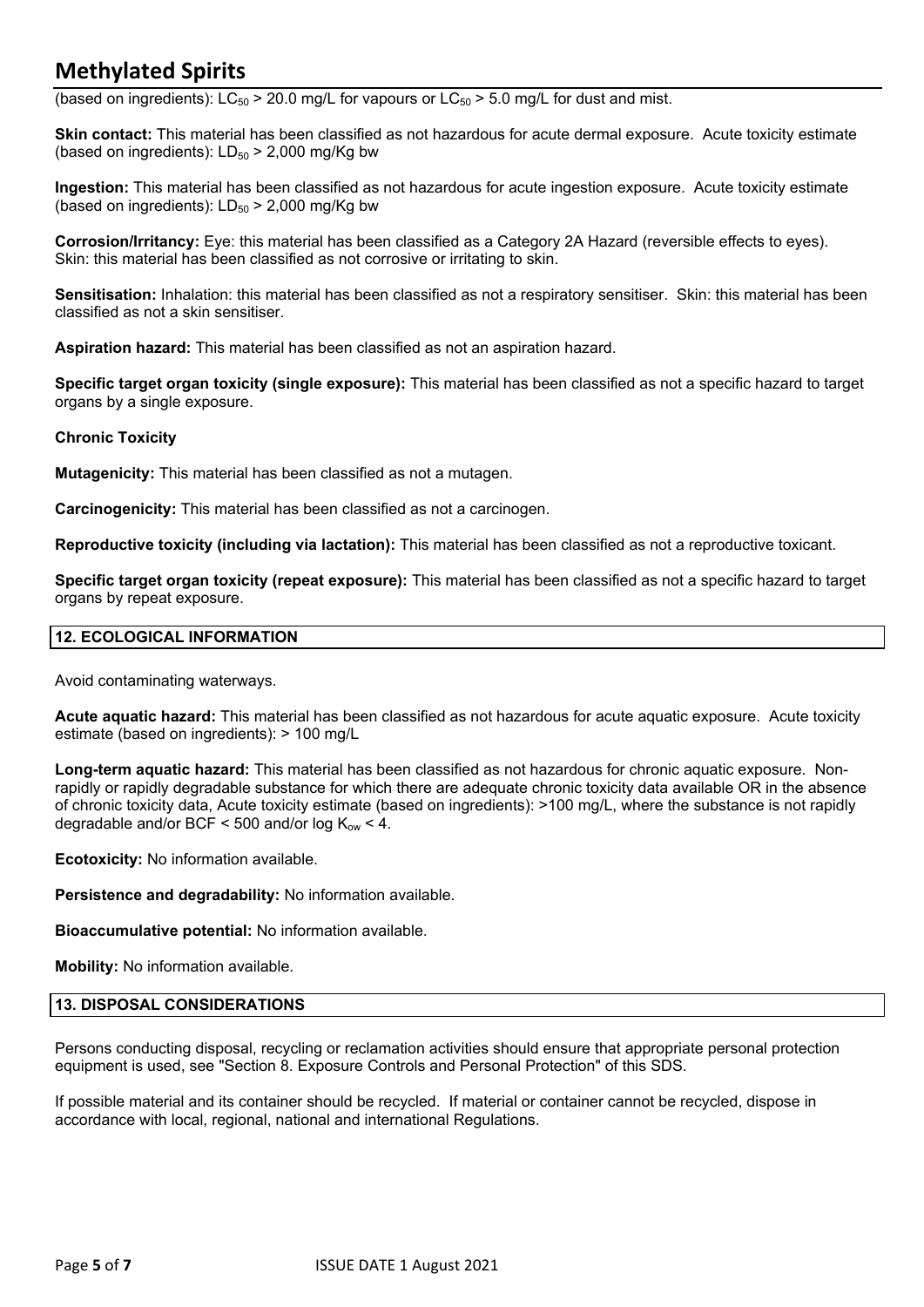(based on ingredients): $LC_{50}$ > 20.0 mg/L for vapours or $LC_{50}$ > 5.0 mg/L for dust and mist.

**Skin contact:** This material has been classified as not hazardous for acute dermal exposure. Acute toxicity estimate (based on ingredients): $LD_{50}$ > 2,000 mg/Kg bw

**Ingestion:** This material has been classified as not hazardous for acute ingestion exposure. Acute toxicity estimate (based on ingredients): $LD_{50}$ > 2,000 mg/Kg bw

**Corrosion/Irritancy:** Eye: this material has been classified as a Category 2A Hazard (reversible effects to eyes). Skin: this material has been classified as not corrosive or irritating to skin.

**Sensitisation:** Inhalation: this material has been classified as not a respiratory sensitiser. Skin: this material has been classified as not a skin sensitiser.

**Aspiration hazard:** This material has been classified as not an aspiration hazard.

**Specific target organ toxicity (single exposure):** This material has been classified as not a specific hazard to target organs by a single exposure.

**Chronic Toxicity**

**Mutagenicity:** This material has been classified as not a mutagen.

**Carcinogenicity:** This material has been classified as not a carcinogen.

**Reproductive toxicity (including via lactation):** This material has been classified as not a reproductive toxicant.

**Specific target organ toxicity (repeat exposure):** This material has been classified as not a specific hazard to target organs by repeat exposure.

## 12. ECOLOGICAL INFORMATION

Avoid contaminating waterways.

**Acute aquatic hazard:** This material has been classified as not hazardous for acute aquatic exposure. Acute toxicity estimate (based on ingredients): > 100 mg/L

**Long-term aquatic hazard:** This material has been classified as not hazardous for chronic aquatic exposure. Non-rapidly or rapidly degradable substance for which there are adequate chronic toxicity data available OR in the absence of chronic toxicity data, Acute toxicity estimate (based on ingredients): >100 mg/L, where the substance is not rapidly degradable and/or BCF < 500 and/or log $K_{ow}$ < 4.

**Ecotoxicity:** No information available.

**Persistence and degradability:** No information available.

**Bioaccumulative potential:** No information available.

**Mobility:** No information available.

## 13. DISPOSAL CONSIDERATIONS

Persons conducting disposal, recycling or reclamation activities should ensure that appropriate personal protection equipment is used, see "Section 8. Exposure Controls and Personal Protection" of this SDS.

If possible material and its container should be recycled. If material or container cannot be recycled, dispose in accordance with local, regional, national and international Regulations.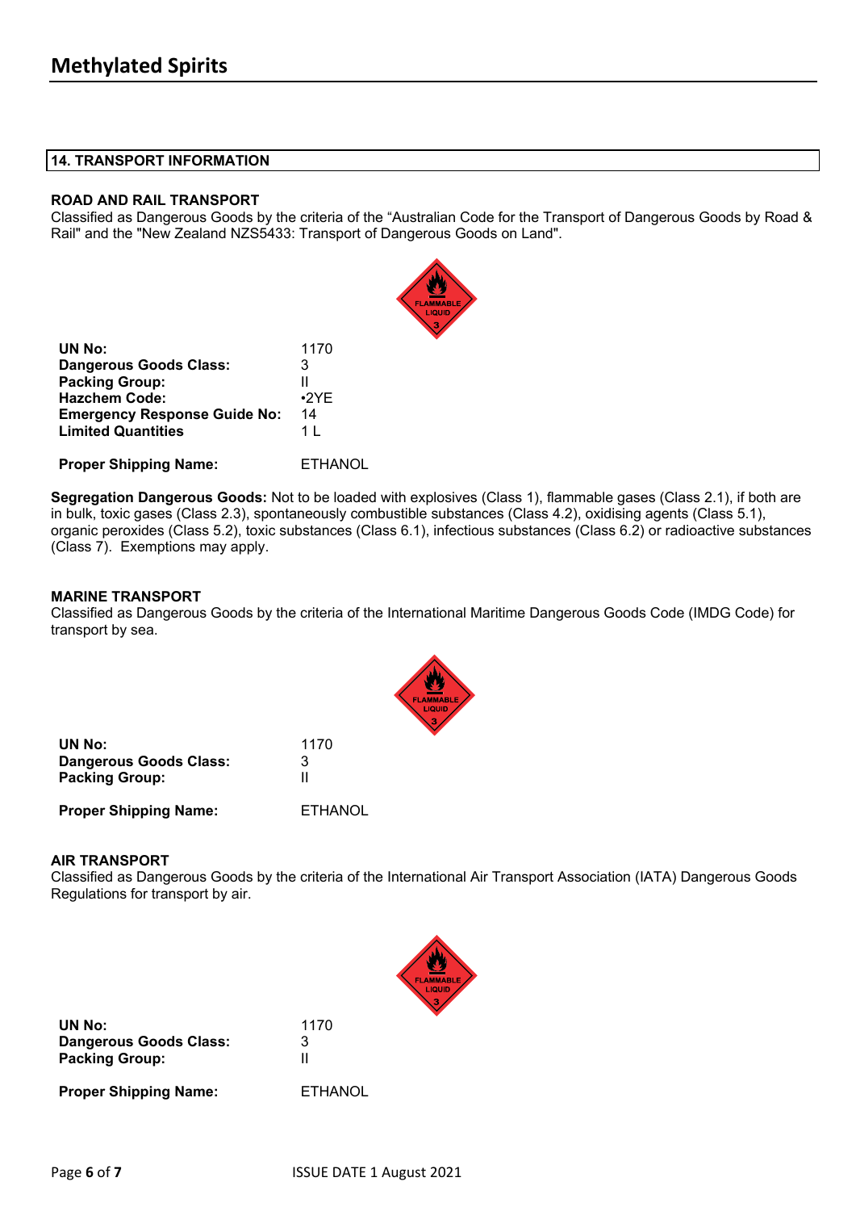## 14. TRANSPORT INFORMATION

### ROAD AND RAIL TRANSPORT

Classified as Dangerous Goods by the criteria of the "Australian Code for the Transport of Dangerous Goods by Road & Rail" and the "New Zealand NZS5433: Transport of Dangerous Goods on Land".

| | |
|---|---|
| **UN No:** | 1170 |
| **Dangerous Goods Class:** | 3 |
| **Packing Group:** | II |
| **Hazchem Code:** | •2YE |
| **Emergency Response Guide No:** | 14 |
| **Limited Quantities** | 1 L |
| **Proper Shipping Name:** | ETHANOL |

**Segregation Dangerous Goods:** Not to be loaded with explosives (Class 1), flammable gases (Class 2.1), if both are in bulk, toxic gases (Class 2.3), spontaneously combustible substances (Class 4.2), oxidising agents (Class 5.1), organic peroxides (Class 5.2), toxic substances (Class 6.1), infectious substances (Class 6.2) or radioactive substances (Class 7). Exemptions may apply.

### MARINE TRANSPORT

Classified as Dangerous Goods by the criteria of the International Maritime Dangerous Goods Code (IMDG Code) for transport by sea.

| | |
|---|---|
| **UN No:** | 1170 |
| **Dangerous Goods Class:** | 3 |
| **Packing Group:** | II |
| **Proper Shipping Name:** | ETHANOL |

### AIR TRANSPORT

Classified as Dangerous Goods by the criteria of the International Air Transport Association (IATA) Dangerous Goods Regulations for transport by air.

| | |
|---|---|
| **UN No:** | 1170 |
| **Dangerous Goods Class:** | 3 |
| **Packing Group:** | II |
| **Proper Shipping Name:** | ETHANOL |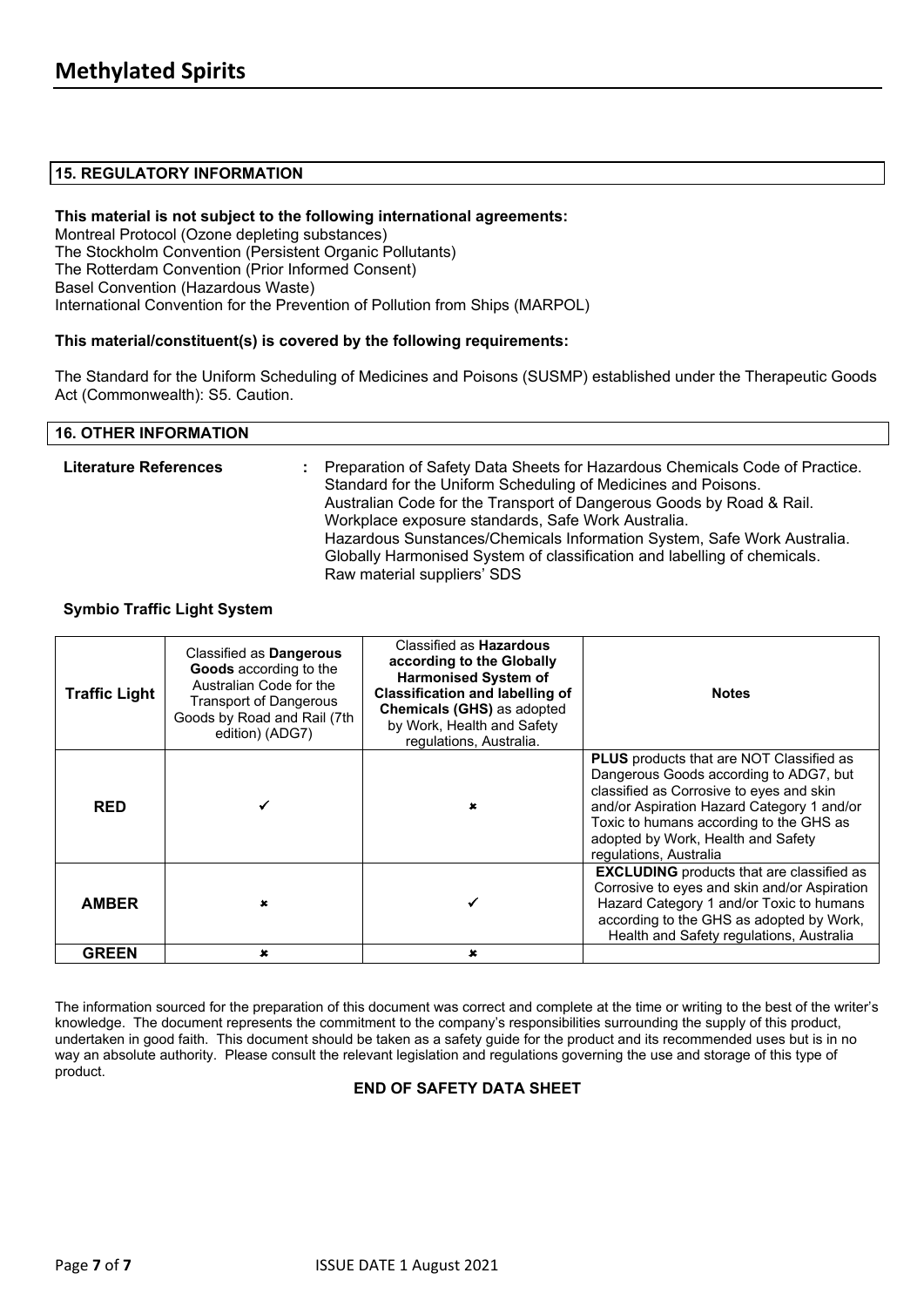## 15. REGULATORY INFORMATION

**This material is not subject to the following international agreements:**

Montreal Protocol (Ozone depleting substances)
The Stockholm Convention (Persistent Organic Pollutants)
The Rotterdam Convention (Prior Informed Consent)
Basel Convention (Hazardous Waste)
International Convention for the Prevention of Pollution from Ships (MARPOL)

**This material/constituent(s) is covered by the following requirements:**

The Standard for the Uniform Scheduling of Medicines and Poisons (SUSMP) established under the Therapeutic Goods Act (Commonwealth): S5. Caution.

## 16. OTHER INFORMATION

**Literature References** : Preparation of Safety Data Sheets for Hazardous Chemicals Code of Practice.
Standard for the Uniform Scheduling of Medicines and Poisons.
Australian Code for the Transport of Dangerous Goods by Road & Rail.
Workplace exposure standards, Safe Work Australia.
Hazardous Sunstances/Chemicals Information System, Safe Work Australia.
Globally Harmonised System of classification and labelling of chemicals.
Raw material suppliers' SDS

**Symbio Traffic Light System**

| Traffic Light | Classified as **Dangerous Goods** according to the Australian Code for the Transport of Dangerous Goods by Road and Rail (7th edition) (ADG7) | Classified as **Hazardous according to the Globally Harmonised System of Classification and labelling of Chemicals (GHS)** as adopted by Work, Health and Safety regulations, Australia. | Notes |
|---|---|---|---|
| **RED** | ✓ | ✗ | **PLUS** products that are NOT Classified as Dangerous Goods according to ADG7, but classified as Corrosive to eyes and skin and/or Aspiration Hazard Category 1 and/or Toxic to humans according to the GHS as adopted by Work, Health and Safety regulations, Australia |
| **AMBER** | ✗ | ✓ | **EXCLUDING** products that are classified as Corrosive to eyes and skin and/or Aspiration Hazard Category 1 and/or Toxic to humans according to the GHS as adopted by Work, Health and Safety regulations, Australia |
| **GREEN** | ✗ | ✗ | |

The information sourced for the preparation of this document was correct and complete at the time or writing to the best of the writer's knowledge. The document represents the commitment to the company's responsibilities surrounding the supply of this product, undertaken in good faith. This document should be taken as a safety guide for the product and its recommended uses but is in no way an absolute authority. Please consult the relevant legislation and regulations governing the use and storage of this type of product.

**END OF SAFETY DATA SHEET**